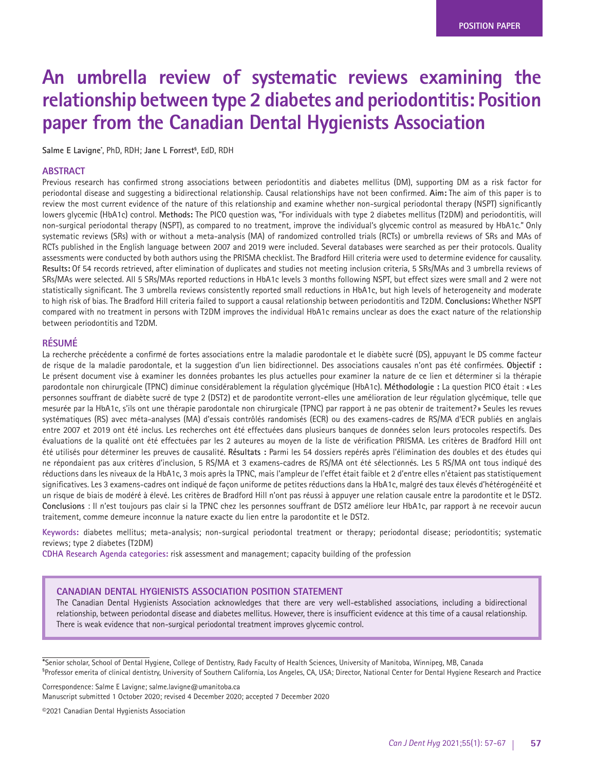POSITION PAPER

# An umbrella review of systematic reviews examining the relationship between type 2 diabetes and periodontitis: Position paper from the Canadian Dental Hygienists Association

**Salme E Lavigne***, PhD, RDH; **Jane L Forrest**§, EdD, RDH

## ABSTRACT

Previous research has confirmed strong associations between periodontitis and diabetes mellitus (DM), supporting DM as a risk factor for periodontal disease and suggesting a bidirectional relationship. Causal relationships have not been confirmed. **Aim:** The aim of this paper is to review the most current evidence of the nature of this relationship and examine whether non-surgical periodontal therapy (NSPT) significantly lowers glycemic (HbA1c) control. **Methods:** The PICO question was, "For individuals with type 2 diabetes mellitus (T2DM) and periodontitis, will non-surgical periodontal therapy (NSPT), as compared to no treatment, improve the individual's glycemic control as measured by HbA1c." Only systematic reviews (SRs) with or without a meta-analysis (MA) of randomized controlled trials (RCTs) or umbrella reviews of SRs and MAs of RCTs published in the English language between 2007 and 2019 were included. Several databases were searched as per their protocols. Quality assessments were conducted by both authors using the PRISMA checklist. The Bradford Hill criteria were used to determine evidence for causality. **Results:** Of 54 records retrieved, after elimination of duplicates and studies not meeting inclusion criteria, 5 SRs/MAs and 3 umbrella reviews of SRs/MAs were selected. All 5 SRs/MAs reported reductions in HbA1c levels 3 months following NSPT, but effect sizes were small and 2 were not statistically significant. The 3 umbrella reviews consistently reported small reductions in HbA1c, but high levels of heterogeneity and moderate to high risk of bias. The Bradford Hill criteria failed to support a causal relationship between periodontitis and T2DM. **Conclusions:** Whether NSPT compared with no treatment in persons with T2DM improves the individual HbA1c remains unclear as does the exact nature of the relationship between periodontitis and T2DM.

## RÉSUMÉ

La recherche précédente a confirmé de fortes associations entre la maladie parodontale et le diabète sucré (DS), appuyant le DS comme facteur de risque de la maladie parodontale, et la suggestion d'un lien bidirectionnel. Des associations causales n'ont pas été confirmées. **Objectif :** Le présent document vise à examiner les données probantes les plus actuelles pour examiner la nature de ce lien et déterminer si la thérapie parodontale non chirurgicale (TPNC) diminue considérablement la régulation glycémique (HbA1c). **Méthodologie :** La question PICO était : « Les personnes souffrant de diabète sucré de type 2 (DST2) et de parodontite verront-elles une amélioration de leur régulation glycémique, telle que mesurée par la HbA1c, s'ils ont une thérapie parodontale non chirurgicale (TPNC) par rapport à ne pas obtenir de traitement? » Seules les revues systématiques (RS) avec méta-analyses (MA) d'essais contrôlés randomisés (ECR) ou des examens-cadres de RS/MA d'ECR publiés en anglais entre 2007 et 2019 ont été inclus. Les recherches ont été effectuées dans plusieurs banques de données selon leurs protocoles respectifs. Des évaluations de la qualité ont été effectuées par les 2 auteures au moyen de la liste de vérification PRISMA. Les critères de Bradford Hill ont été utilisés pour déterminer les preuves de causalité. **Résultats :** Parmi les 54 dossiers repérés après l'élimination des doubles et des études qui ne répondaient pas aux critères d'inclusion, 5 RS/MA et 3 examens-cadres de RS/MA ont été sélectionnés. Les 5 RS/MA ont tous indiqué des réductions dans les niveaux de la HbA1c, 3 mois après la TPNC, mais l'ampleur de l'effet était faible et 2 d'entre elles n'étaient pas statistiquement significatives. Les 3 examens-cadres ont indiqué de façon uniforme de petites réductions dans la HbA1c, malgré des taux élevés d'hétérogénéité et un risque de biais de modéré à élevé. Les critères de Bradford Hill n'ont pas réussi à appuyer une relation causale entre la parodontite et le DST2. **Conclusions** : Il n'est toujours pas clair si la TPNC chez les personnes souffrant de DST2 améliore leur HbA1c, par rapport à ne recevoir aucun traitement, comme demeure inconnue la nature exacte du lien entre la parodontite et le DST2.

**Keywords:** diabetes mellitus; meta-analysis; non-surgical periodontal treatment or therapy; periodontal disease; periodontitis; systematic reviews; type 2 diabetes (T2DM)

**CDHA Research Agenda categories:** risk assessment and management; capacity building of the profession

> **CANADIAN DENTAL HYGIENISTS ASSOCIATION POSITION STATEMENT**
>
> The Canadian Dental Hygienists Association acknowledges that there are very well-established associations, including a bidirectional relationship, between periodontal disease and diabetes mellitus. However, there is insufficient evidence at this time of a causal relationship. There is weak evidence that non-surgical periodontal treatment improves glycemic control.

*Senior scholar, School of Dental Hygiene, College of Dentistry, Rady Faculty of Health Sciences, University of Manitoba, Winnipeg, MB, Canada
§Professor emerita of clinical dentistry, University of Southern California, Los Angeles, CA, USA; Director, National Center for Dental Hygiene Research and Practice

Correspondence: Salme E Lavigne; salme.lavigne@umanitoba.ca
Manuscript submitted 1 October 2020; revised 4 December 2020; accepted 7 December 2020

©2021 Canadian Dental Hygienists Association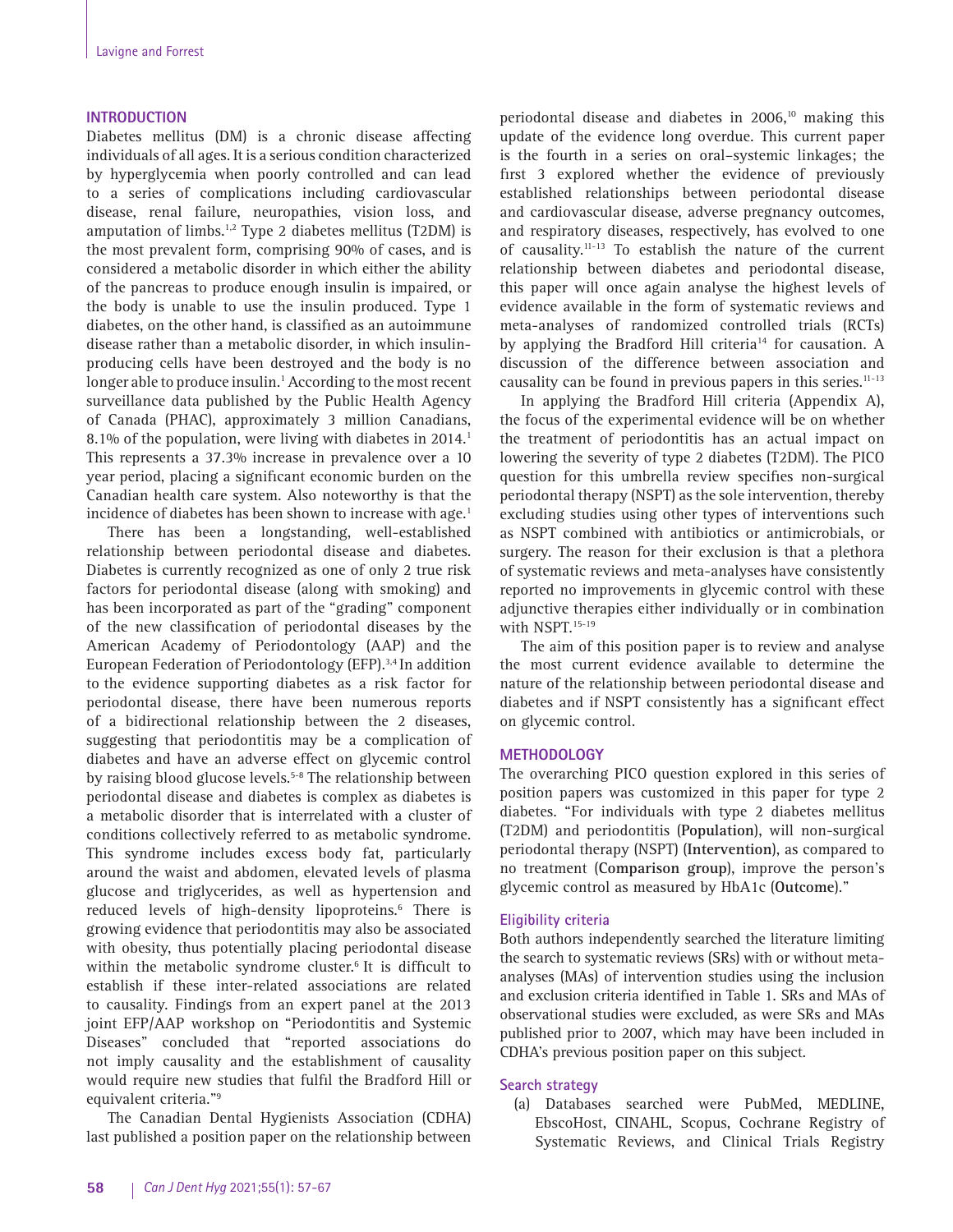## INTRODUCTION

Diabetes mellitus (DM) is a chronic disease affecting individuals of all ages. It is a serious condition characterized by hyperglycemia when poorly controlled and can lead to a series of complications including cardiovascular disease, renal failure, neuropathies, vision loss, and amputation of limbs.[1,2] Type 2 diabetes mellitus (T2DM) is the most prevalent form, comprising 90% of cases, and is considered a metabolic disorder in which either the ability of the pancreas to produce enough insulin is impaired, or the body is unable to use the insulin produced. Type 1 diabetes, on the other hand, is classified as an autoimmune disease rather than a metabolic disorder, in which insulin-producing cells have been destroyed and the body is no longer able to produce insulin.[1] According to the most recent surveillance data published by the Public Health Agency of Canada (PHAC), approximately 3 million Canadians, 8.1% of the population, were living with diabetes in 2014.[1] This represents a 37.3% increase in prevalence over a 10 year period, placing a significant economic burden on the Canadian health care system. Also noteworthy is that the incidence of diabetes has been shown to increase with age.[1]

There has been a longstanding, well-established relationship between periodontal disease and diabetes. Diabetes is currently recognized as one of only 2 true risk factors for periodontal disease (along with smoking) and has been incorporated as part of the "grading" component of the new classification of periodontal diseases by the American Academy of Periodontology (AAP) and the European Federation of Periodontology (EFP).[3,4] In addition to the evidence supporting diabetes as a risk factor for periodontal disease, there have been numerous reports of a bidirectional relationship between the 2 diseases, suggesting that periodontitis may be a complication of diabetes and have an adverse effect on glycemic control by raising blood glucose levels.[5-8] The relationship between periodontal disease and diabetes is complex as diabetes is a metabolic disorder that is interrelated with a cluster of conditions collectively referred to as metabolic syndrome. This syndrome includes excess body fat, particularly around the waist and abdomen, elevated levels of plasma glucose and triglycerides, as well as hypertension and reduced levels of high-density lipoproteins.[6] There is growing evidence that periodontitis may also be associated with obesity, thus potentially placing periodontal disease within the metabolic syndrome cluster.[6] It is difficult to establish if these inter-related associations are related to causality. Findings from an expert panel at the 2013 joint EFP/AAP workshop on "Periodontitis and Systemic Diseases" concluded that "reported associations do not imply causality and the establishment of causality would require new studies that fulfil the Bradford Hill or equivalent criteria."[9]

The Canadian Dental Hygienists Association (CDHA) last published a position paper on the relationship between periodontal disease and diabetes in 2006,[10] making this update of the evidence long overdue. This current paper is the fourth in a series on oral–systemic linkages; the first 3 explored whether the evidence of previously established relationships between periodontal disease and cardiovascular disease, adverse pregnancy outcomes, and respiratory diseases, respectively, has evolved to one of causality.[11-13] To establish the nature of the current relationship between diabetes and periodontal disease, this paper will once again analyse the highest levels of evidence available in the form of systematic reviews and meta-analyses of randomized controlled trials (RCTs) by applying the Bradford Hill criteria[14] for causation. A discussion of the difference between association and causality can be found in previous papers in this series.[11-13]

In applying the Bradford Hill criteria (Appendix A), the focus of the experimental evidence will be on whether the treatment of periodontitis has an actual impact on lowering the severity of type 2 diabetes (T2DM). The PICO question for this umbrella review specifies non-surgical periodontal therapy (NSPT) as the sole intervention, thereby excluding studies using other types of interventions such as NSPT combined with antibiotics or antimicrobials, or surgery. The reason for their exclusion is that a plethora of systematic reviews and meta-analyses have consistently reported no improvements in glycemic control with these adjunctive therapies either individually or in combination with NSPT.[15-19]

The aim of this position paper is to review and analyse the most current evidence available to determine the nature of the relationship between periodontal disease and diabetes and if NSPT consistently has a significant effect on glycemic control.

## METHODOLOGY

The overarching PICO question explored in this series of position papers was customized in this paper for type 2 diabetes. "For individuals with type 2 diabetes mellitus (T2DM) and periodontitis (**Population**), will non-surgical periodontal therapy (NSPT) (**Intervention**), as compared to no treatment (**Comparison group**), improve the person's glycemic control as measured by HbA1c (**Outcome**)."

### Eligibility criteria

Both authors independently searched the literature limiting the search to systematic reviews (SRs) with or without meta-analyses (MAs) of intervention studies using the inclusion and exclusion criteria identified in Table 1. SRs and MAs of observational studies were excluded, as were SRs and MAs published prior to 2007, which may have been included in CDHA's previous position paper on this subject.

### Search strategy

(a) Databases searched were PubMed, MEDLINE, EbscoHost, CINAHL, Scopus, Cochrane Registry of Systematic Reviews, and Clinical Trials Registry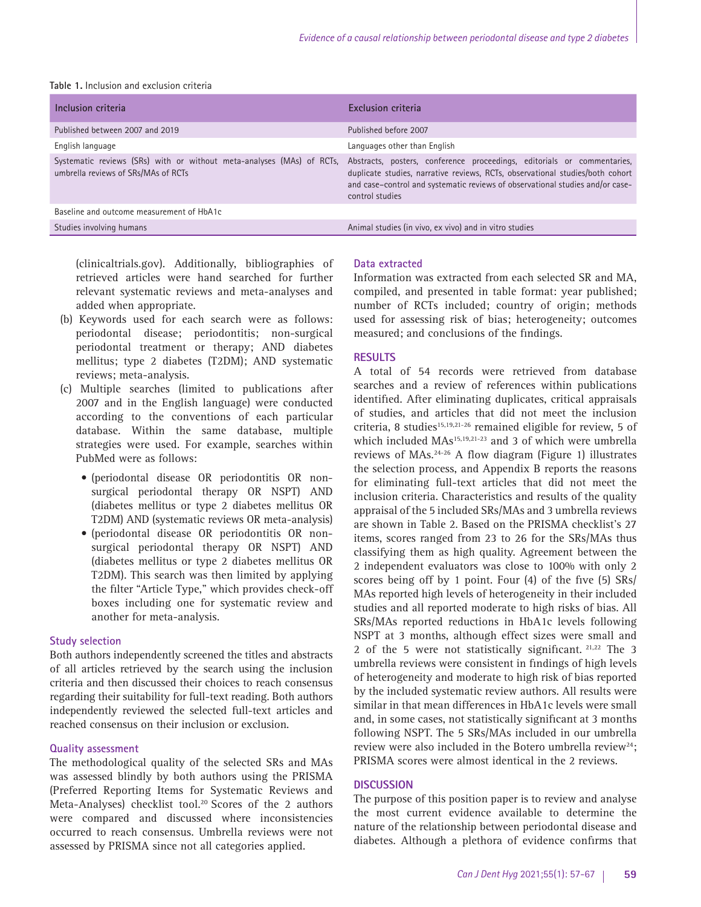**Table 1.** Inclusion and exclusion criteria

| Inclusion criteria | Exclusion criteria |
|---|---|
| Published between 2007 and 2019 | Published before 2007 |
| English language | Languages other than English |
| Systematic reviews (SRs) with or without meta-analyses (MAs) of RCTs, umbrella reviews of SRs/MAs of RCTs | Abstracts, posters, conference proceedings, editorials or commentaries, duplicate studies, narrative reviews, RCTs, observational studies/both cohort and case–control and systematic reviews of observational studies and/or case-control studies |
| Baseline and outcome measurement of HbA1c | |
| Studies involving humans | Animal studies (in vivo, ex vivo) and in vitro studies |

(clinicaltrials.gov). Additionally, bibliographies of retrieved articles were hand searched for further relevant systematic reviews and meta-analyses and added when appropriate.

(b) Keywords used for each search were as follows: periodontal disease; periodontitis; non-surgical periodontal treatment or therapy; AND diabetes mellitus; type 2 diabetes (T2DM); AND systematic reviews; meta-analyses.

(c) Multiple searches (limited to publications after 2007 and in the English language) were conducted according to the conventions of each particular database. Within the same database, multiple strategies were used. For example, searches within PubMed were as follows:

- (periodontal disease OR periodontitis OR non-surgical periodontal therapy OR NSPT) AND (diabetes mellitus or type 2 diabetes mellitus OR T2DM) AND (systematic reviews OR meta-analysis)
- (periodontal disease OR periodontitis OR non-surgical periodontal therapy OR NSPT) AND (diabetes mellitus or type 2 diabetes mellitus OR T2DM). This search was then limited by applying the filter "Article Type," which provides check-off boxes including one for systematic review and another for meta-analysis.

### Study selection

Both authors independently screened the titles and abstracts of all articles retrieved by the search using the inclusion criteria and then discussed their choices to reach consensus regarding their suitability for full-text reading. Both authors independently reviewed the selected full-text articles and reached consensus on their inclusion or exclusion.

### Quality assessment

The methodological quality of the selected SRs and MAs was assessed blindly by both authors using the PRISMA (Preferred Reporting Items for Systematic Reviews and Meta-Analyses) checklist tool.[20] Scores of the 2 authors were compared and discussed where inconsistencies occurred to reach consensus. Umbrella reviews were not assessed by PRISMA since not all categories applied.

### Data extracted

Information was extracted from each selected SR and MA, compiled, and presented in table format: year published; number of RCTs included; country of origin; methods used for assessing risk of bias; heterogeneity; outcomes measured; and conclusions of the findings.

## RESULTS

A total of 54 records were retrieved from database searches and a review of references within publications identified. After eliminating duplicates, critical appraisals of studies, and articles that did not meet the inclusion criteria, 8 studies[15,19,21-26] remained eligible for review, 5 of which included MAs[15,19,21-23] and 3 of which were umbrella reviews of MAs.[24-26] A flow diagram (Figure 1) illustrates the selection process, and Appendix B reports the reasons for eliminating full-text articles that did not meet the inclusion criteria. Characteristics and results of the quality appraisal of the 5 included SRs/MAs and 3 umbrella reviews are shown in Table 2. Based on the PRISMA checklist's 27 items, scores ranged from 23 to 26 for the SRs/MAs thus classifying them as high quality. Agreement between the 2 independent evaluators was close to 100% with only 2 scores being off by 1 point. Four (4) of the five (5) SRs/MAs reported high levels of heterogeneity in their included studies and all reported moderate to high risks of bias. All SRs/MAs reported reductions in HbA1c levels following NSPT at 3 months, although effect sizes were small and 2 of the 5 were not statistically significant.[21,22] The 3 umbrella reviews were consistent in findings of high levels of heterogeneity and moderate to high risk of bias reported by the included systematic review authors. All results were similar in that mean differences in HbA1c levels were small and, in some cases, not statistically significant at 3 months following NSPT. The 5 SRs/MAs included in our umbrella review were also included in the Botero umbrella review[24]; PRISMA scores were almost identical in the 2 reviews.

## DISCUSSION

The purpose of this position paper is to review and analyse the most current evidence available to determine the nature of the relationship between periodontal disease and diabetes. Although a plethora of evidence confirms that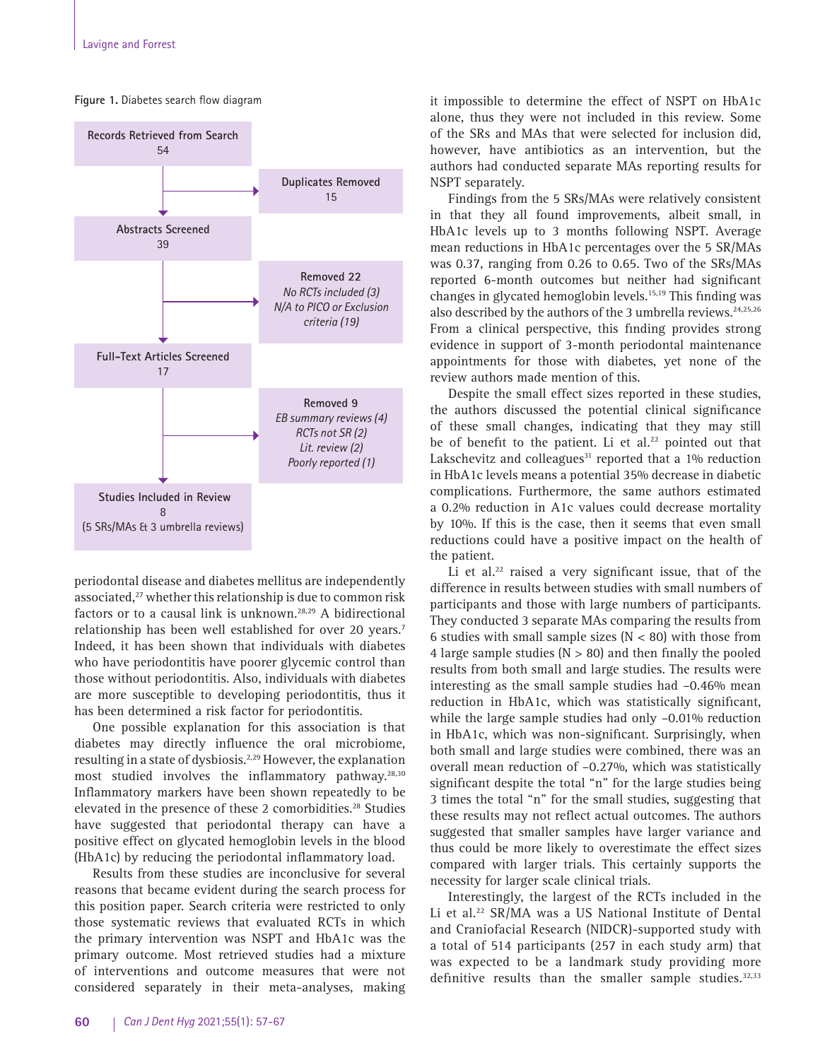**Figure 1.** Diabetes search flow diagram

Records Retrieved from Search
54

Duplicates Removed
15

Abstracts Screened
39

Removed 22
*No RCTs included (3)*
*N/A to PICO or Exclusion criteria (19)*

Full-Text Articles Screened
17

Removed 9
*EB summary reviews (4)*
*RCTs not SR (2)*
*Lit. review (2)*
*Poorly reported (1)*

Studies Included in Review
8
(5 SRs/MAs & 3 umbrella reviews)

periodontal disease and diabetes mellitus are independently associated,[27] whether this relationship is due to common risk factors or to a causal link is unknown.[28,29] A bidirectional relationship has been well established for over 20 years.[7] Indeed, it has been shown that individuals with diabetes who have periodontitis have poorer glycemic control than those without periodontitis. Also, individuals with diabetes are more susceptible to developing periodontitis, thus it has been determined a risk factor for periodontitis.

One possible explanation for this association is that diabetes may directly influence the oral microbiome, resulting in a state of dysbiosis.[2,29] However, the explanation most studied involves the inflammatory pathway.[28,30] Inflammatory markers have been shown repeatedly to be elevated in the presence of these 2 comorbidities.[28] Studies have suggested that periodontal therapy can have a positive effect on glycated hemoglobin levels in the blood (HbA1c) by reducing the periodontal inflammatory load.

Results from these studies are inconclusive for several reasons that became evident during the search process for this position paper. Search criteria were restricted to only those systematic reviews that evaluated RCTs in which the primary intervention was NSPT and HbA1c was the primary outcome. Most retrieved studies had a mixture of interventions and outcome measures that were not considered separately in their meta-analyses, making it impossible to determine the effect of NSPT on HbA1c alone, thus they were not included in this review. Some of the SRs and MAs that were selected for inclusion did, however, have antibiotics as an intervention, but the authors had conducted separate MAs reporting results for NSPT separately.

Findings from the 5 SRs/MAs were relatively consistent in that they all found improvements, albeit small, in HbA1c levels up to 3 months following NSPT. Average mean reductions in HbA1c percentages over the 5 SR/MAs was 0.37, ranging from 0.26 to 0.65. Two of the SRs/MAs reported 6-month outcomes but neither had significant changes in glycated hemoglobin levels.[15,19] This finding was also described by the authors of the 3 umbrella reviews.[24,25,26] From a clinical perspective, this finding provides strong evidence in support of 3-month periodontal maintenance appointments for those with diabetes, yet none of the review authors made mention of this.

Despite the small effect sizes reported in these studies, the authors discussed the potential clinical significance of these small changes, indicating that they may still be of benefit to the patient. Li et al.[22] pointed out that Lakschevitz and colleagues[31] reported that a 1% reduction in HbA1c levels means a potential 35% decrease in diabetic complications. Furthermore, the same authors estimated a 0.2% reduction in A1c values could decrease mortality by 10%. If this is the case, then it seems that even small reductions could have a positive impact on the health of the patient.

Li et al.[22] raised a very significant issue, that of the difference in results between studies with small numbers of participants and those with large numbers of participants. They conducted 3 separate MAs comparing the results from 6 studies with small sample sizes (N < 80) with those from 4 large sample studies (N > 80) and then finally the pooled results from both small and large studies. The results were interesting as the small sample studies had –0.46% mean reduction in HbA1c, which was statistically significant, while the large sample studies had only –0.01% reduction in HbA1c, which was non-significant. Surprisingly, when both small and large studies were combined, there was an overall mean reduction of –0.27%, which was statistically significant despite the total "n" for the large studies being 3 times the total "n" for the small studies, suggesting that these results may not reflect actual outcomes. The authors suggested that smaller samples have larger variance and thus could be more likely to overestimate the effect sizes compared with larger trials. This certainly supports the necessity for larger scale clinical trials.

Interestingly, the largest of the RCTs included in the Li et al.[22] SR/MA was a US National Institute of Dental and Craniofacial Research (NIDCR)-supported study with a total of 514 participants (257 in each study arm) that was expected to be a landmark study providing more definitive results than the smaller sample studies.[32,33]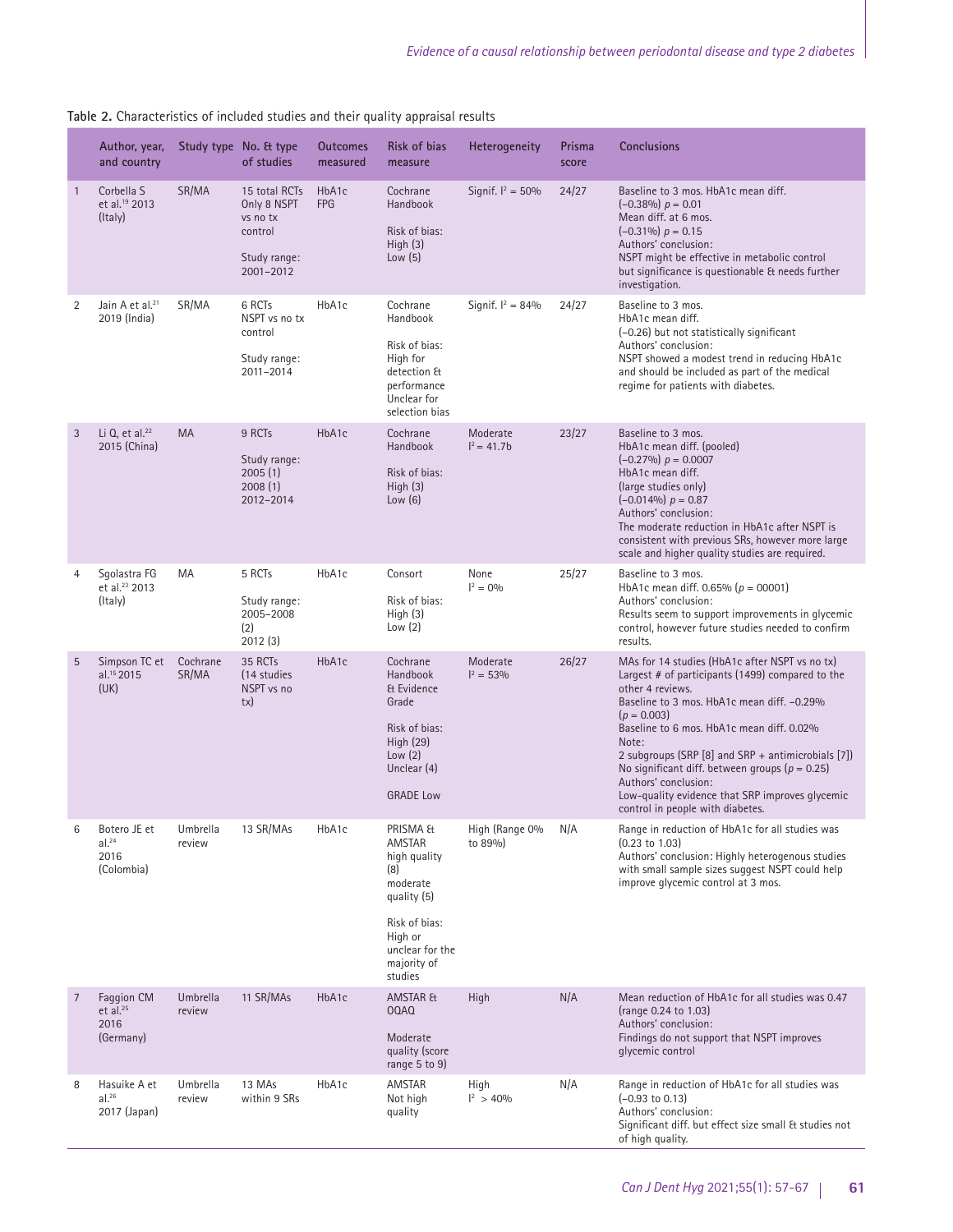**Table 2.** Characteristics of included studies and their quality appraisal results

| | Author, year, and country | Study type | No. & type of studies | Outcomes measured | Risk of bias measure | Heterogeneity | Prisma score | Conclusions |
|---|---|---|---|---|---|---|---|---|
| 1 | Corbella S et al.[19] 2013 (Italy) | SR/MA | 15 total RCTs Only 8 NSPT vs no tx control<br><br>Study range: 2001–2012 | HbA1c FPG | Cochrane Handbook<br><br>Risk of bias: High (3) Low (5) | Signif. $I^2$ = 50% | 24/27 | Baseline to 3 mos. HbA1c mean diff. (−0.38%) $p$ = 0.01<br>Mean diff. at 6 mos. (−0.31%) $p$ = 0.15<br>Authors' conclusion:<br>NSPT might be effective in metabolic control but significance is questionable & needs further investigation. |
| 2 | Jain A et al.[21] 2019 (India) | SR/MA | 6 RCTs NSPT vs no tx control<br><br>Study range: 2011–2014 | HbA1c | Cochrane Handbook<br><br>Risk of bias: High for detection & performance Unclear for selection bias | Signif. $I^2$ = 84% | 24/27 | Baseline to 3 mos. HbA1c mean diff. (−0.26) but not statistically significant<br>Authors' conclusion:<br>NSPT showed a modest trend in reducing HbA1c and should be included as part of the medical regime for patients with diabetes. |
| 3 | Li Q, et al.[22] 2015 (China) | MA | 9 RCTs<br><br>Study range: 2005 (1) 2008 (1) 2012–2014 | HbA1c | Cochrane Handbook<br><br>Risk of bias: High (3) Low (6) | Moderate $I^2$ = 41.7b | 23/27 | Baseline to 3 mos. HbA1c mean diff. (pooled) (−0.27%) $p$ = 0.0007<br>HbA1c mean diff. (large studies only) (−0.014%) $p$ = 0.87<br>Authors' conclusion:<br>The moderate reduction in HbA1c after NSPT is consistent with previous SRs, however more large scale and higher quality studies are required. |
| 4 | Sgolastra FG et al.[23] 2013 (Italy) | MA | 5 RCTs<br><br>Study range: 2005–2008 (2) 2012 (3) | HbA1c | Consort<br><br>Risk of bias: High (3) Low (2) | None $I^2$ = 0% | 25/27 | Baseline to 3 mos. HbA1c mean diff. 0.65% ($p$ = 00001)<br>Authors' conclusion:<br>Results seem to support improvements in glycemic control, however future studies needed to confirm results. |
| 5 | Simpson TC et al.[15] 2015 (UK) | Cochrane SR/MA | 35 RCTs (14 studies NSPT vs no tx) | HbA1c | Cochrane Handbook & Evidence Grade<br><br>Risk of bias: High (29) Low (2) Unclear (4)<br><br>GRADE Low | Moderate $I^2$ = 53% | 26/27 | MAs for 14 studies (HbA1c after NSPT vs no tx)<br>Largest # of participants (1499) compared to the other 4 reviews.<br>Baseline to 3 mos. HbA1c mean diff. −0.29% ($p$ = 0.003)<br>Baseline to 6 mos. HbA1c mean diff. 0.02%<br>Note:<br>2 subgroups (SRP [8] and SRP + antimicrobials [7]) No significant diff. between groups ($p$ = 0.25)<br>Authors' conclusion:<br>Low-quality evidence that SRP improves glycemic control in people with diabetes. |
| 6 | Botero JE et al.[24] 2016 (Colombia) | Umbrella review | 13 SR/MAs | HbA1c | PRISMA & AMSTAR high quality (8) moderate quality (5)<br><br>Risk of bias: High or unclear for the majority of studies | High (Range 0% to 89%) | N/A | Range in reduction of HbA1c for all studies was (0.23 to 1.03)<br>Authors' conclusion: Highly heterogenous studies with small sample sizes suggest NSPT could help improve glycemic control at 3 mos. |
| 7 | Faggion CM et al.[25] 2016 (Germany) | Umbrella review | 11 SR/MAs | HbA1c | AMSTAR & OQAQ<br><br>Moderate quality (score range 5 to 9) | High | N/A | Mean reduction of HbA1c for all studies was 0.47 (range 0.24 to 1.03)<br>Authors' conclusion:<br>Findings do not support that NSPT improves glycemic control |
| 8 | Hasuike A et al.[26] 2017 (Japan) | Umbrella review | 13 MAs within 9 SRs | HbA1c | AMSTAR Not high quality | High $I^2$ > 40% | N/A | Range in reduction of HbA1c for all studies was (−0.93 to 0.13)<br>Authors' conclusion:<br>Significant diff. but effect size small & studies not of high quality. |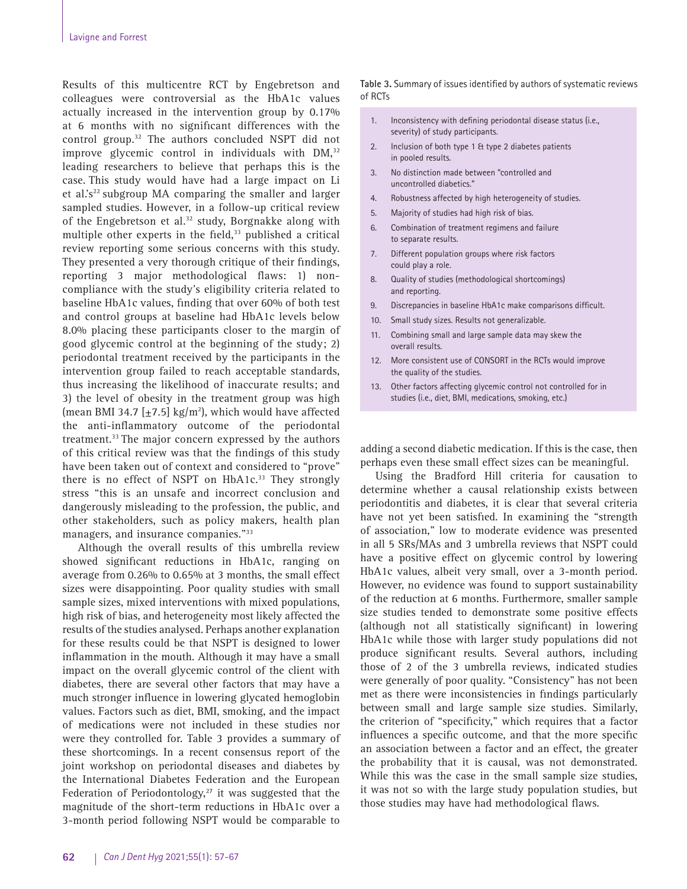Results of this multicentre RCT by Engebretson and colleagues were controversial as the HbA1c values actually increased in the intervention group by 0.17% at 6 months with no significant differences with the control group.[32] The authors concluded NSPT did not improve glycemic control in individuals with DM,[32] leading researchers to believe that perhaps this is the case. This study would have had a large impact on Li et al.'s[22] subgroup MA comparing the smaller and larger sampled studies. However, in a follow-up critical review of the Engebretson et al.[32] study, Borgnakke along with multiple other experts in the field,[33] published a critical review reporting some serious concerns with this study. They presented a very thorough critique of their findings, reporting 3 major methodological flaws: 1) non-compliance with the study's eligibility criteria related to baseline HbA1c values, finding that over 60% of both test and control groups at baseline had HbA1c levels below 8.0% placing these participants closer to the margin of good glycemic control at the beginning of the study; 2) periodontal treatment received by the participants in the intervention group failed to reach acceptable standards, thus increasing the likelihood of inaccurate results; and 3) the level of obesity in the treatment group was high (mean BMI 34.7 [±7.5] kg/m$^2$), which would have affected the anti-inflammatory outcome of the periodontal treatment.[33] The major concern expressed by the authors of this critical review was that the findings of this study have been taken out of context and considered to "prove" there is no effect of NSPT on HbA1c.[33] They strongly stress "this is an unsafe and incorrect conclusion and dangerously misleading to the profession, the public, and other stakeholders, such as policy makers, health plan managers, and insurance companies."[33]

Although the overall results of this umbrella review showed significant reductions in HbA1c, ranging on average from 0.26% to 0.65% at 3 months, the small effect sizes were disappointing. Poor quality studies with small sample sizes, mixed interventions with mixed populations, high risk of bias, and heterogeneity most likely affected the results of the studies analysed. Perhaps another explanation for these results could be that NSPT is designed to lower inflammation in the mouth. Although it may have a small impact on the overall glycemic control of the client with diabetes, there are several other factors that may have a much stronger influence in lowering glycated hemoglobin values. Factors such as diet, BMI, smoking, and the impact of medications were not included in these studies nor were they controlled for. Table 3 provides a summary of these shortcomings. In a recent consensus report of the joint workshop on periodontal diseases and diabetes by the International Diabetes Federation and the European Federation of Periodontology,[27] it was suggested that the magnitude of the short-term reductions in HbA1c over a 3-month period following NSPT would be comparable to adding a second diabetic medication. If this is the case, then perhaps even these small effect sizes can be meaningful.

**Table 3.** Summary of issues identified by authors of systematic reviews of RCTs

| | |
|---|---|
| 1. | Inconsistency with defining periodontal disease status (i.e., severity) of study participants. |
| 2. | Inclusion of both type 1 & type 2 diabetes patients in pooled results. |
| 3. | No distinction made between "controlled and uncontrolled diabetics." |
| 4. | Robustness affected by high heterogeneity of studies. |
| 5. | Majority of studies had high risk of bias. |
| 6. | Combination of treatment regimens and failure to separate results. |
| 7. | Different population groups where risk factors could play a role. |
| 8. | Quality of studies (methodological shortcomings) and reporting. |
| 9. | Discrepancies in baseline HbA1c make comparisons difficult. |
| 10. | Small study sizes. Results not generalizable. |
| 11. | Combining small and large sample data may skew the overall results. |
| 12. | More consistent use of CONSORT in the RCTs would improve the quality of the studies. |
| 13. | Other factors affecting glycemic control not controlled for in studies (i.e., diet, BMI, medications, smoking, etc.) |

Using the Bradford Hill criteria for causation to determine whether a causal relationship exists between periodontitis and diabetes, it is clear that several criteria have not yet been satisfied. In examining the "strength of association," low to moderate evidence was presented in all 5 SRs/MAs and 3 umbrella reviews that NSPT could have a positive effect on glycemic control by lowering HbA1c values, albeit very small, over a 3-month period. However, no evidence was found to support sustainability of the reduction at 6 months. Furthermore, smaller sample size studies tended to demonstrate some positive effects (although not all statistically significant) in lowering HbA1c while those with larger study populations did not produce significant results. Several authors, including those of 2 of the 3 umbrella reviews, indicated studies were generally of poor quality. "Consistency" has not been met as there were inconsistencies in findings particularly between small and large sample size studies. Similarly, the criterion of "specificity," which requires that a factor influences a specific outcome, and that the more specific an association between a factor and an effect, the greater the probability that it is causal, was not demonstrated. While this was the case in the small sample size studies, it was not so with the large study population studies, but those studies may have had methodological flaws.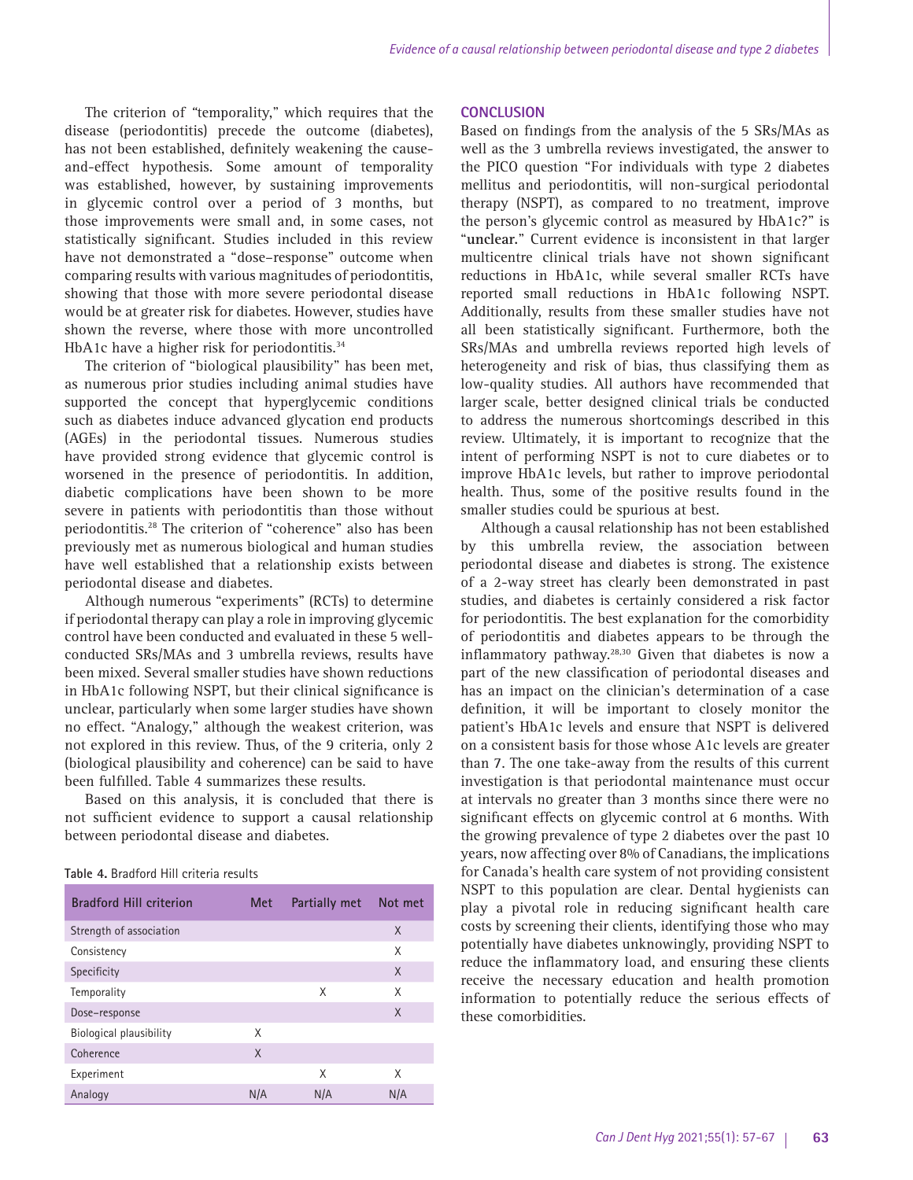The criterion of "temporality," which requires that the disease (periodontitis) precede the outcome (diabetes), has not been established, definitely weakening the cause-and-effect hypothesis. Some amount of temporality was established, however, by sustaining improvements in glycemic control over a period of 3 months, but those improvements were small and, in some cases, not statistically significant. Studies included in this review have not demonstrated a "dose–response" outcome when comparing results with various magnitudes of periodontitis, showing that those with more severe periodontal disease would be at greater risk for diabetes. However, studies have shown the reverse, where those with more uncontrolled HbA1c have a higher risk for periodontitis.[34]

The criterion of "biological plausibility" has been met, as numerous prior studies including animal studies have supported the concept that hyperglycemic conditions such as diabetes induce advanced glycation end products (AGEs) in the periodontal tissues. Numerous studies have provided strong evidence that glycemic control is worsened in the presence of periodontitis. In addition, diabetic complications have been shown to be more severe in patients with periodontitis than those without periodontitis.[28] The criterion of "coherence" also has been previously met as numerous biological and human studies have well established that a relationship exists between periodontal disease and diabetes.

Although numerous "experiments" (RCTs) to determine if periodontal therapy can play a role in improving glycemic control have been conducted and evaluated in these 5 well-conducted SRs/MAs and 3 umbrella reviews, results have been mixed. Several smaller studies have shown reductions in HbA1c following NSPT, but their clinical significance is unclear, particularly when some larger studies have shown no effect. "Analogy," although the weakest criterion, was not explored in this review. Thus, of the 9 criteria, only 2 (biological plausibility and coherence) can be said to have been fulfilled. Table 4 summarizes these results.

Based on this analysis, it is concluded that there is not sufficient evidence to support a causal relationship between periodontal disease and diabetes.

**Table 4.** Bradford Hill criteria results

| Bradford Hill criterion | Met | Partially met | Not met |
|---|---|---|---|
| Strength of association | | | X |
| Consistency | | | X |
| Specificity | | | X |
| Temporality | | X | X |
| Dose–response | | | X |
| Biological plausibility | X | | |
| Coherence | X | | |
| Experiment | | X | X |
| Analogy | N/A | N/A | N/A |

## CONCLUSION

Based on findings from the analysis of the 5 SRs/MAs as well as the 3 umbrella reviews investigated, the answer to the PICO question "For individuals with type 2 diabetes mellitus and periodontitis, will non-surgical periodontal therapy (NSPT), as compared to no treatment, improve the person's glycemic control as measured by HbA1c?" is "**unclear.**" Current evidence is inconsistent in that larger multicentre clinical trials have not shown significant reductions in HbA1c, while several smaller RCTs have reported small reductions in HbA1c following NSPT. Additionally, results from these smaller studies have not all been statistically significant. Furthermore, both the SRs/MAs and umbrella reviews reported high levels of heterogeneity and risk of bias, thus classifying them as low-quality studies. All authors have recommended that larger scale, better designed clinical trials be conducted to address the numerous shortcomings described in this review. Ultimately, it is important to recognize that the intent of performing NSPT is not to cure diabetes or to improve HbA1c levels, but rather to improve periodontal health. Thus, some of the positive results found in the smaller studies could be spurious at best.

Although a causal relationship has not been established by this umbrella review, the association between periodontal disease and diabetes is strong. The existence of a 2-way street has clearly been demonstrated in past studies, and diabetes is certainly considered a risk factor for periodontitis. The best explanation for the comorbidity of periodontitis and diabetes appears to be through the inflammatory pathway.[28,30] Given that diabetes is now a part of the new classification of periodontal diseases and has an impact on the clinician's determination of a case definition, it will be important to closely monitor the patient's HbA1c levels and ensure that NSPT is delivered on a consistent basis for those whose A1c levels are greater than 7. The one take-away from the results of this current investigation is that periodontal maintenance must occur at intervals no greater than 3 months since there were no significant effects on glycemic control at 6 months. With the growing prevalence of type 2 diabetes over the past 10 years, now affecting over 8% of Canadians, the implications for Canada's health care system of not providing consistent NSPT to this population are clear. Dental hygienists can play a pivotal role in reducing significant health care costs by screening their clients, identifying those who may potentially have diabetes unknowingly, providing NSPT to reduce the inflammatory load, and ensuring these clients receive the necessary education and health promotion information to potentially reduce the serious effects of these comorbidities.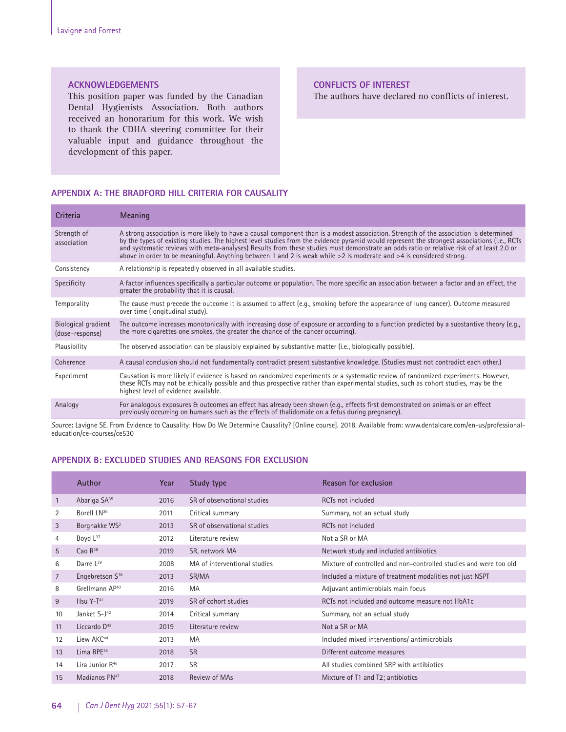## ACKNOWLEDGEMENTS

This position paper was funded by the Canadian Dental Hygienists Association. Both authors received an honorarium for this work. We wish to thank the CDHA steering committee for their valuable input and guidance throughout the development of this paper.

## CONFLICTS OF INTEREST

The authors have declared no conflicts of interest.

## APPENDIX A: THE BRADFORD HILL CRITERIA FOR CAUSALITY

| Criteria | Meaning |
|---|---|
| Strength of association | A strong association is more likely to have a causal component than is a modest association. Strength of the association is determined by the types of existing studies. The highest level studies from the evidence pyramid would represent the strongest associations (i.e., RCTs and systematic reviews with meta-analyses) Results from these studies must demonstrate an odds ratio or relative risk of at least 2.0 or above in order to be meaningful. Anything between 1 and 2 is weak while >2 is moderate and >4 is considered strong. |
| Consistency | A relationship is repeatedly observed in all available studies. |
| Specificity | A factor influences specifically a particular outcome or population. The more specific an association between a factor and an effect, the greater the probability that it is causal. |
| Temporality | The cause must precede the outcome it is assumed to affect (e.g., smoking before the appearance of lung cancer). Outcome measured over time (longitudinal study). |
| Biological gradient (dose–response) | The outcome increases monotonically with increasing dose of exposure or according to a function predicted by a substantive theory (e.g., the more cigarettes one smokes, the greater the chance of the cancer occurring). |
| Plausibility | The observed association can be plausibly explained by substantive matter (i.e., biologically possible). |
| Coherence | A causal conclusion should not fundamentally contradict present substantive knowledge. (Studies must not contradict each other.) |
| Experiment | Causation is more likely if evidence is based on randomized experiments or a systematic review of randomized experiments. However, these RCTs may not be ethically possible and thus prospective rather than experimental studies, such as cohort studies, may be the highest level of evidence available. |
| Analogy | For analogous exposures & outcomes an effect has already been shown (e.g., effects first demonstrated on animals or an effect previously occurring on humans such as the effects of thalidomide on a fetus during pregnancy). |

*Source*: Lavigne SE. From Evidence to Causality: How Do We Determine Causality? [Online course]. 2018. Available from: www.dentalcare.com/en-us/professional-education/ce-courses/ce530

## APPENDIX B: EXCLUDED STUDIES AND REASONS FOR EXCLUSION

| | Author | Year | Study type | Reason for exclusion |
|---|---|---|---|---|
| 1 | Abariga SA[35] | 2016 | SR of observational studies | RCTs not included |
| 2 | Borell LN[36] | 2011 | Critical summary | Summary, not an actual study |
| 3 | Borgnakke WS[2] | 2013 | SR of observational studies | RCTs not included |
| 4 | Boyd L[37] | 2012 | Literature review | Not a SR or MA |
| 5 | Cao R[38] | 2019 | SR, network MA | Network study and included antibiotics |
| 6 | Darré L[39] | 2008 | MA of interventional studies | Mixture of controlled and non-controlled studies and were too old |
| 7 | Engebretson S[16] | 2013 | SR/MA | Included a mixture of treatment modalities not just NSPT |
| 8 | Grellmann AP[40] | 2016 | MA | Adjuvant antimicrobials main focus |
| 9 | Hsu Y-T[41] | 2019 | SR of cohort studies | RCTs not included and outcome measure not HbA1c |
| 10 | Janket S-J[42] | 2014 | Critical summary | Summary, not an actual study |
| 11 | Liccardo D[43] | 2019 | Literature review | Not a SR or MA |
| 12 | Liew AKC[44] | 2013 | MA | Included mixed interventions/ antimicrobials |
| 13 | Lima RPE[45] | 2018 | SR | Different outcome measures |
| 14 | Lira Junior R[46] | 2017 | SR | All studies combined SRP with antibiotics |
| 15 | Madianos PN[47] | 2018 | Review of MAs | Mixture of T1 and T2; antibiotics |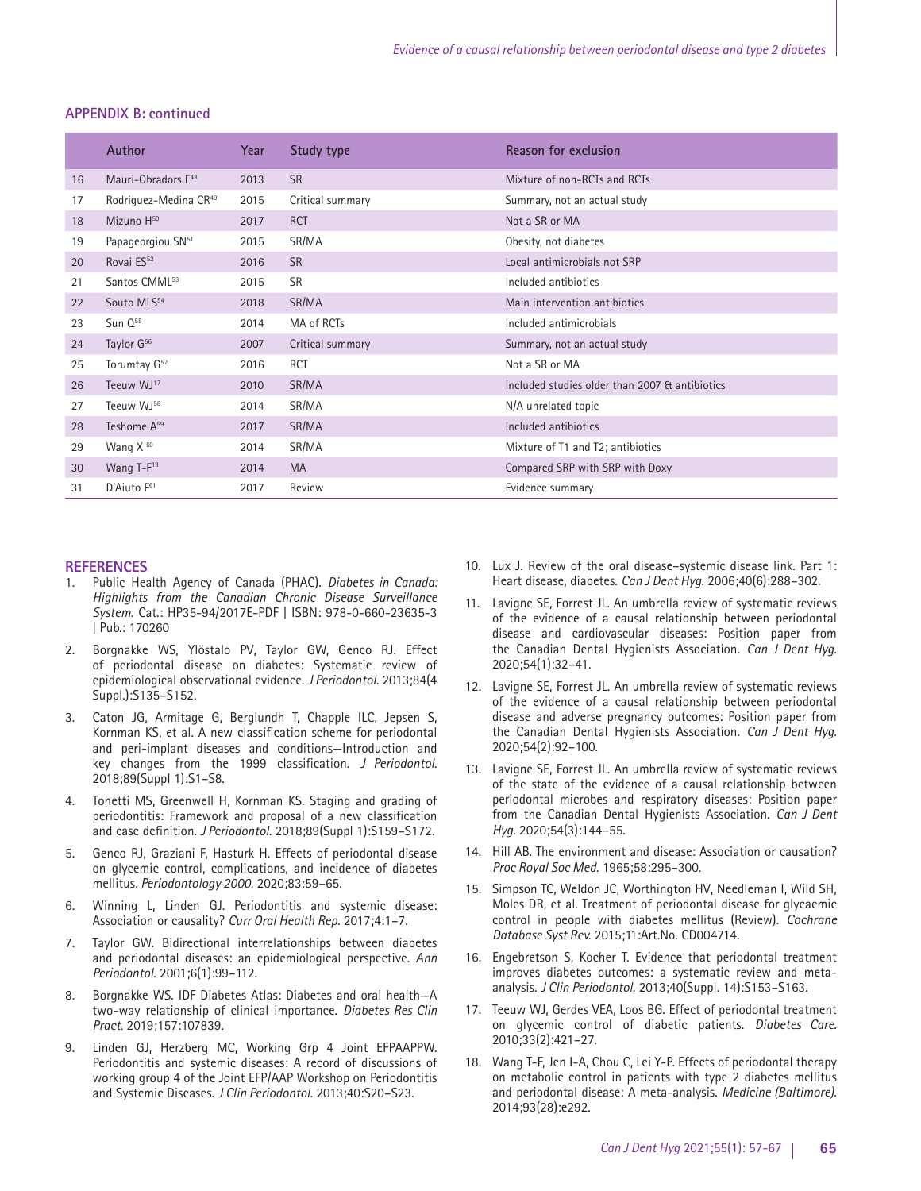## APPENDIX B: continued

| | Author | Year | Study type | Reason for exclusion |
|---|---|---|---|---|
| 16 | Mauri-Obradors E[48] | 2013 | SR | Mixture of non-RCTs and RCTs |
| 17 | Rodriguez-Medina CR[49] | 2015 | Critical summary | Summary, not an actual study |
| 18 | Mizuno H[50] | 2017 | RCT | Not a SR or MA |
| 19 | Papageorgiou SN[51] | 2015 | SR/MA | Obesity, not diabetes |
| 20 | Rovai ES[52] | 2016 | SR | Local antimicrobials not SRP |
| 21 | Santos CMML[53] | 2015 | SR | Included antibiotics |
| 22 | Souto MLS[54] | 2018 | SR/MA | Main intervention antibiotics |
| 23 | Sun Q[55] | 2014 | MA of RCTs | Included antimicrobials |
| 24 | Taylor G[56] | 2007 | Critical summary | Summary, not an actual study |
| 25 | Torumtay G[57] | 2016 | RCT | Not a SR or MA |
| 26 | Teeuw WJ[17] | 2010 | SR/MA | Included studies older than 2007 & antibiotics |
| 27 | Teeuw WJ[58] | 2014 | SR/MA | N/A unrelated topic |
| 28 | Teshome A[59] | 2017 | SR/MA | Included antibiotics |
| 29 | Wang X[60] | 2014 | SR/MA | Mixture of T1 and T2; antibiotics |
| 30 | Wang T-F[18] | 2014 | MA | Compared SRP with SRP with Doxy |
| 31 | D'Aiuto F[61] | 2017 | Review | Evidence summary |

## REFERENCES

1. Public Health Agency of Canada (PHAC). *Diabetes in Canada: Highlights from the Canadian Chronic Disease Surveillance System.* Cat.: HP35-94/2017E-PDF | ISBN: 978-0-660-23635-3 | Pub.: 170260
2. Borgnakke WS, Ylöstalo PV, Taylor GW, Genco RJ. Effect of periodontal disease on diabetes: Systematic review of epidemiological observational evidence. *J Periodontol.* 2013;84(4 Suppl.):S135–S152.
3. Caton JG, Armitage G, Berglundh T, Chapple ILC, Jepsen S, Kornman KS, et al. A new classification scheme for periodontal and peri-implant diseases and conditions—Introduction and key changes from the 1999 classification. *J Periodontol.* 2018;89(Suppl 1):S1–S8.
4. Tonetti MS, Greenwell H, Kornman KS. Staging and grading of periodontitis: Framework and proposal of a new classification and case definition. *J Periodontol.* 2018;89(Suppl 1):S159–S172.
5. Genco RJ, Graziani F, Hasturk H. Effects of periodontal disease on glycemic control, complications, and incidence of diabetes mellitus. *Periodontology 2000.* 2020;83:59–65.
6. Winning L, Linden GJ. Periodontitis and systemic disease: Association or causality? *Curr Oral Health Rep.* 2017;4:1–7.
7. Taylor GW. Bidirectional interrelationships between diabetes and periodontal diseases: an epidemiological perspective. *Ann Periodontol.* 2001;6(1):99–112.
8. Borgnakke WS. IDF Diabetes Atlas: Diabetes and oral health—A two-way relationship of clinical importance. *Diabetes Res Clin Pract.* 2019;157:107839.
9. Linden GJ, Herzberg MC, Working Grp 4 Joint EFPAAPPW. Periodontitis and systemic diseases: A record of discussions of working group 4 of the Joint EFP/AAP Workshop on Periodontitis and Systemic Diseases. *J Clin Periodontol.* 2013;40:S20–S23.
10. Lux J. Review of the oral disease–systemic disease link. Part 1: Heart disease, diabetes. *Can J Dent Hyg.* 2006;40(6):288–302.
11. Lavigne SE, Forrest JL. An umbrella review of systematic reviews of the evidence of a causal relationship between periodontal disease and cardiovascular diseases: Position paper from the Canadian Dental Hygienists Association. *Can J Dent Hyg.* 2020;54(1):32–41.
12. Lavigne SE, Forrest JL. An umbrella review of systematic reviews of the evidence of a causal relationship between periodontal disease and adverse pregnancy outcomes: Position paper from the Canadian Dental Hygienists Association. *Can J Dent Hyg.* 2020;54(2):92–100.
13. Lavigne SE, Forrest JL. An umbrella review of systematic reviews of the state of the evidence of a causal relationship between periodontal microbes and respiratory diseases: Position paper from the Canadian Dental Hygienists Association. *Can J Dent Hyg.* 2020;54(3):144–55.
14. Hill AB. The environment and disease: Association or causation? *Proc Royal Soc Med.* 1965;58:295–300.
15. Simpson TC, Weldon JC, Worthington HV, Needleman I, Wild SH, Moles DR, et al. Treatment of periodontal disease for glycaemic control in people with diabetes mellitus (Review). *Cochrane Database Syst Rev.* 2015;11:Art.No. CD004714.
16. Engebretson S, Kocher T. Evidence that periodontal treatment improves diabetes outcomes: a systematic review and meta-analysis. *J Clin Periodontol.* 2013;40(Suppl. 14):S153–S163.
17. Teeuw WJ, Gerdes VEA, Loos BG. Effect of periodontal treatment on glycemic control of diabetic patients. *Diabetes Care.* 2010;33(2):421–27.
18. Wang T-F, Jen I-A, Chou C, Lei Y-P. Effects of periodontal therapy on metabolic control in patients with type 2 diabetes mellitus and periodontal disease: A meta-analysis. *Medicine (Baltimore).* 2014;93(28):e292.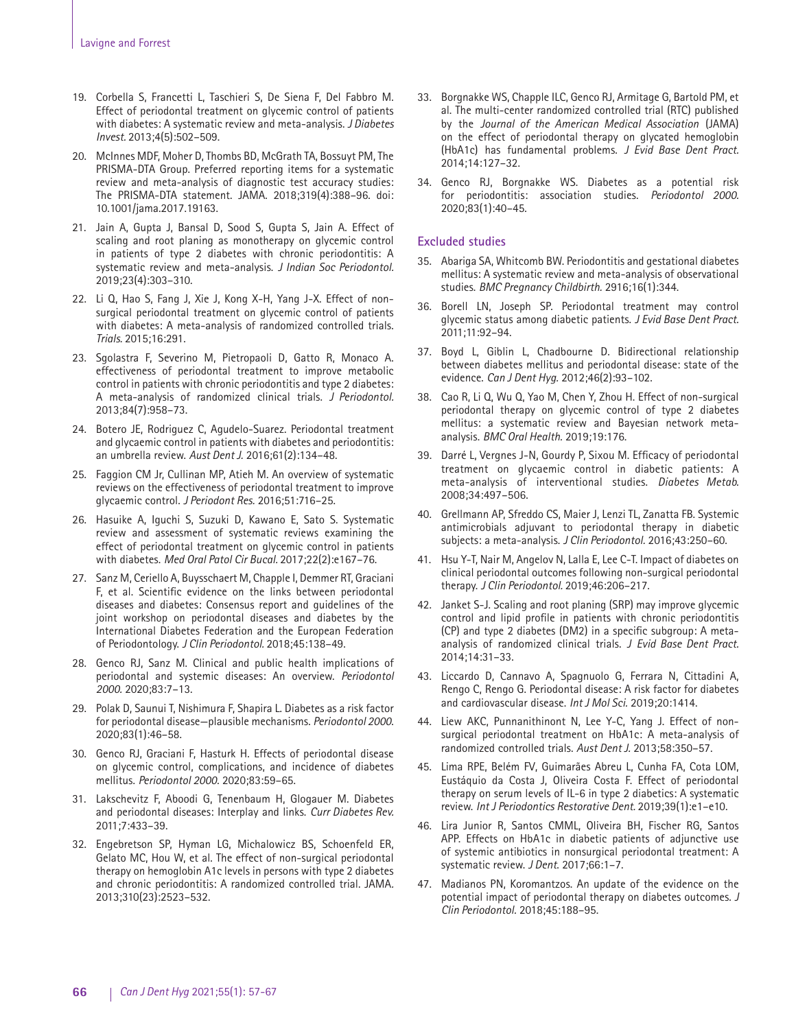19. Corbella S, Francetti L, Taschieri S, De Siena F, Del Fabbro M. Effect of periodontal treatment on glycemic control of patients with diabetes: A systematic review and meta-analysis. *J Diabetes Invest.* 2013;4(5):502–509.
20. McInnes MDF, Moher D, Thombs BD, McGrath TA, Bossuyt PM, The PRISMA-DTA Group. Preferred reporting items for a systematic review and meta-analysis of diagnostic test accuracy studies: The PRISMA-DTA statement. JAMA. 2018;319(4):388–96. doi: 10.1001/jama.2017.19163.
21. Jain A, Gupta J, Bansal D, Sood S, Gupta S, Jain A. Effect of scaling and root planing as monotherapy on glycemic control in patients of type 2 diabetes with chronic periodontitis: A systematic review and meta-analysis. *J Indian Soc Periodontol.* 2019;23(4):303–310.
22. Li Q, Hao S, Fang J, Xie J, Kong X-H, Yang J-X. Effect of non-surgical periodontal treatment on glycemic control of patients with diabetes: A meta-analysis of randomized controlled trials. *Trials.* 2015;16:291.
23. Sgolastra F, Severino M, Pietropaoli D, Gatto R, Monaco A. effectiveness of periodontal treatment to improve metabolic control in patients with chronic periodontitis and type 2 diabetes: A meta-analysis of randomized clinical trials. *J Periodontol.* 2013;84(7):958–73.
24. Botero JE, Rodriguez C, Agudelo-Suarez. Periodontal treatment and glycaemic control in patients with diabetes and periodontitis: an umbrella review. *Aust Dent J.* 2016;61(2):134–48.
25. Faggion CM Jr, Cullinan MP, Atieh M. An overview of systematic reviews on the effectiveness of periodontal treatment to improve glycaemic control. *J Periodont Res.* 2016;51:716–25.
26. Hasuike A, Iguchi S, Suzuki D, Kawano E, Sato S. Systematic review and assessment of systematic reviews examining the effect of periodontal treatment on glycemic control in patients with diabetes. *Med Oral Patol Cir Bucal.* 2017;22(2):e167–76.
27. Sanz M, Ceriello A, Buysschaert M, Chapple I, Demmer RT, Graciani F, et al. Scientific evidence on the links between periodontal diseases and diabetes: Consensus report and guidelines of the joint workshop on periodontal diseases and diabetes by the International Diabetes Federation and the European Federation of Periodontology. *J Clin Periodontol.* 2018;45:138–49.
28. Genco RJ, Sanz M. Clinical and public health implications of periodontal and systemic diseases: An overview. *Periodontol 2000.* 2020;83:7–13.
29. Polak D, Saunui T, Nishimura F, Shapira L. Diabetes as a risk factor for periodontal disease—plausible mechanisms. *Periodontol 2000.* 2020;83(1):46–58.
30. Genco RJ, Graciani F, Hasturk H. Effects of periodontal disease on glycemic control, complications, and incidence of diabetes mellitus. *Periodontol 2000.* 2020;83:59–65.
31. Lakschevitz F, Aboodi G, Tenenbaum H, Glogauer M. Diabetes and periodontal diseases: Interplay and links. *Curr Diabetes Rev.* 2011;7:433–39.
32. Engebretson SP, Hyman LG, Michalowicz BS, Schoenfeld ER, Gelato MC, Hou W, et al. The effect of non-surgical periodontal therapy on hemoglobin A1c levels in persons with type 2 diabetes and chronic periodontitis: A randomized controlled trial. JAMA. 2013;310(23):2523–532.
33. Borgnakke WS, Chapple ILC, Genco RJ, Armitage G, Bartold PM, et al. The multi-center randomized controlled trial (RTC) published by the *Journal of the American Medical Association* (JAMA) on the effect of periodontal therapy on glycated hemoglobin (HbA1c) has fundamental problems. *J Evid Base Dent Pract.* 2014;14:127–32.
34. Genco RJ, Borgnakke WS. Diabetes as a potential risk for periodontitis: association studies. *Periodontol 2000.* 2020;83(1):40–45.

### Excluded studies

35. Abariga SA, Whitcomb BW. Periodontitis and gestational diabetes mellitus: A systematic review and meta-analysis of observational studies. *BMC Pregnancy Childbirth.* 2916;16(1):344.
36. Borell LN, Joseph SP. Periodontal treatment may control glycemic status among diabetic patients. *J Evid Base Dent Pract.* 2011;11:92–94.
37. Boyd L, Giblin L, Chadbourne D. Bidirectional relationship between diabetes mellitus and periodontal disease: state of the evidence. *Can J Dent Hyg.* 2012;46(2):93–102.
38. Cao R, Li Q, Wu Q, Yao M, Chen Y, Zhou H. Effect of non-surgical periodontal therapy on glycemic control of type 2 diabetes mellitus: a systematic review and Bayesian network meta-analysis. *BMC Oral Health.* 2019;19:176.
39. Darré L, Vergnes J-N, Gourdy P, Sixou M. Efficacy of periodontal treatment on glycaemic control in diabetic patients: A meta-analysis of interventional studies. *Diabetes Metab.* 2008;34:497–506.
40. Grellmann AP, Sfreddo CS, Maier J, Lenzi TL, Zanatta FB. Systemic antimicrobials adjuvant to periodontal therapy in diabetic subjects: a meta-analysis. *J Clin Periodontol.* 2016;43:250–60.
41. Hsu Y-T, Nair M, Angelov N, Lalla E, Lee C-T. Impact of diabetes on clinical periodontal outcomes following non-surgical periodontal therapy. *J Clin Periodontol.* 2019;46:206–217.
42. Janket S-J. Scaling and root planing (SRP) may improve glycemic control and lipid profile in patients with chronic periodontitis (CP) and type 2 diabetes (DM2) in a specific subgroup: A meta-analysis of randomized clinical trials. *J Evid Base Dent Pract.* 2014;14:31–33.
43. Liccardo D, Cannavo A, Spagnuolo G, Ferrara N, Cittadini A, Rengo C, Rengo G. Periodontal disease: A risk factor for diabetes and cardiovascular disease. *Int J Mol Sci.* 2019;20:1414.
44. Liew AKC, Punnanithinont N, Lee Y-C, Yang J. Effect of non-surgical periodontal treatment on HbA1c: A meta-analysis of randomized controlled trials. *Aust Dent J.* 2013;58:350–57.
45. Lima RPE, Belém FV, Guimarães Abreu L, Cunha FA, Cota LOM, Eustáquio da Costa J, Oliveira Costa F. Effect of periodontal therapy on serum levels of IL-6 in type 2 diabetics: A systematic review. *Int J Periodontics Restorative Dent.* 2019;39(1):e1–e10.
46. Lira Junior R, Santos CMML, Oliveira BH, Fischer RG, Santos APP. Effects on HbA1c in diabetic patients of adjunctive use of systemic antibiotics in nonsurgical periodontal treatment: A systematic review. *J Dent.* 2017;66:1–7.
47. Madianos PN, Koromantzos. An update of the evidence on the potential impact of periodontal therapy on diabetes outcomes. *J Clin Periodontol.* 2018;45:188–95.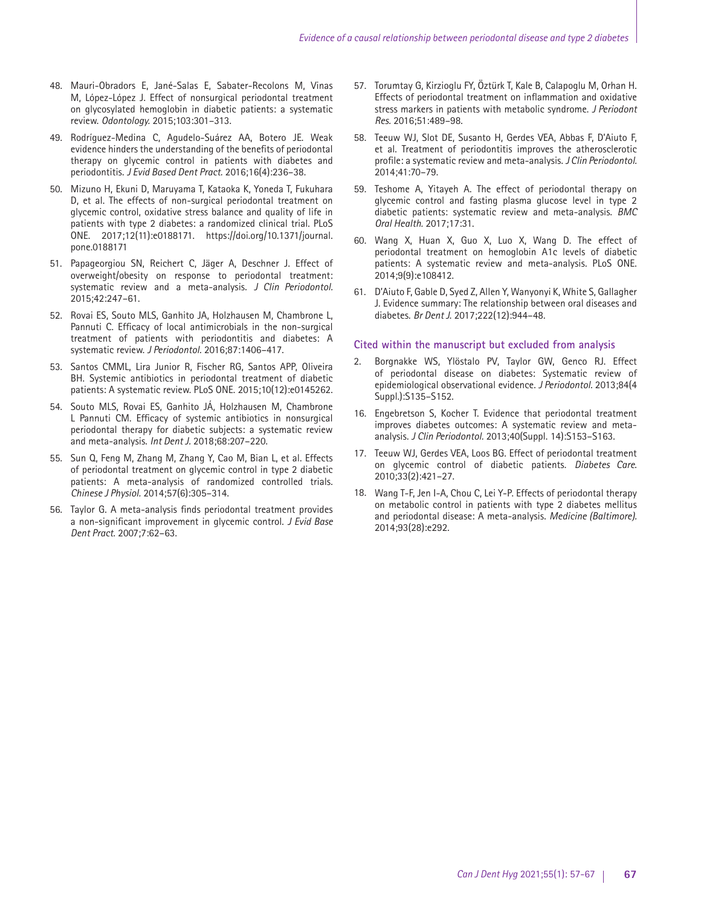48. Mauri-Obradors E, Jané-Salas E, Sabater-Recolons M, Vinas M, López-López J. Effect of nonsurgical periodontal treatment on glycosylated hemoglobin in diabetic patients: a systematic review. *Odontology.* 2015;103:301–313.

49. Rodríguez-Medina C, Agudelo-Suárez AA, Botero JE. Weak evidence hinders the understanding of the benefits of periodontal therapy on glycemic control in patients with diabetes and periodontitis. *J Evid Based Dent Pract.* 2016;16(4):236–38.

50. Mizuno H, Ekuni D, Maruyama T, Kataoka K, Yoneda T, Fukuhara D, et al. The effects of non-surgical periodontal treatment on glycemic control, oxidative stress balance and quality of life in patients with type 2 diabetes: a randomized clinical trial. PLoS ONE. 2017;12(11):e0188171. https://doi.org/10.1371/journal.pone.0188171

51. Papageorgiou SN, Reichert C, Jäger A, Deschner J. Effect of overweight/obesity on response to periodontal treatment: systematic review and a meta-analysis. *J Clin Periodontol.* 2015;42:247–61.

52. Rovai ES, Souto MLS, Ganhito JA, Holzhausen M, Chambrone L, Pannuti C. Efficacy of local antimicrobials in the non-surgical treatment of patients with periodontitis and diabetes: A systematic review. *J Periodontol.* 2016;87:1406–417.

53. Santos CMML, Lira Junior R, Fischer RG, Santos APP, Oliveira BH. Systemic antibiotics in periodontal treatment of diabetic patients: A systematic review. PLoS ONE. 2015;10(12):e0145262.

54. Souto MLS, Rovai ES, Ganhito JÁ, Holzhausen M, Chambrone L Pannuti CM. Efficacy of systemic antibiotics in nonsurgical periodontal therapy for diabetic subjects: a systematic review and meta-analysis. *Int Dent J.* 2018;68:207–220.

55. Sun Q, Feng M, Zhang M, Zhang Y, Cao M, Bian L, et al. Effects of periodontal treatment on glycemic control in type 2 diabetic patients: A meta-analysis of randomized controlled trials. *Chinese J Physiol.* 2014;57(6):305–314.

56. Taylor G. A meta-analysis finds periodontal treatment provides a non-significant improvement in glycemic control. *J Evid Base Dent Pract.* 2007;7:62–63.

57. Torumtay G, Kirzioglu FY, Öztürk T, Kale B, Calapoglu M, Orhan H. Effects of periodontal treatment on inflammation and oxidative stress markers in patients with metabolic syndrome. *J Periodont Res.* 2016;51:489–98.

58. Teeuw WJ, Slot DE, Susanto H, Gerdes VEA, Abbas F, D'Aiuto F, et al. Treatment of periodontitis improves the atherosclerotic profile: a systematic review and meta-analysis. *J Clin Periodontol.* 2014;41:70–79.

59. Teshome A, Yitayeh A. The effect of periodontal therapy on glycemic control and fasting plasma glucose level in type 2 diabetic patients: systematic review and meta-analysis. *BMC Oral Health.* 2017;17:31.

60. Wang X, Huan X, Guo X, Luo X, Wang D. The effect of periodontal treatment on hemoglobin A1c levels of diabetic patients: A systematic review and meta-analysis. PLoS ONE. 2014;9(9):e108412.

61. D'Aiuto F, Gable D, Syed Z, Allen Y, Wanyonyi K, White S, Gallagher J. Evidence summary: The relationship between oral diseases and diabetes. *Br Dent J.* 2017;222(12):944–48.

### Cited within the manuscript but excluded from analysis

2. Borgnakke WS, Ylöstalo PV, Taylor GW, Genco RJ. Effect of periodontal disease on diabetes: Systematic review of epidemiological observational evidence. *J Periodontol.* 2013;84(4 Suppl.):S135–S152.

16. Engebretson S, Kocher T. Evidence that periodontal treatment improves diabetes outcomes: A systematic review and meta-analysis. *J Clin Periodontol.* 2013;40(Suppl. 14):S153–S163.

17. Teeuw WJ, Gerdes VEA, Loos BG. Effect of periodontal treatment on glycemic control of diabetic patients. *Diabetes Care.* 2010;33(2):421–27.

18. Wang T-F, Jen I-A, Chou C, Lei Y-P. Effects of periodontal therapy on metabolic control in patients with type 2 diabetes mellitus and periodontal disease: A meta-analysis. *Medicine (Baltimore).* 2014;93(28):e292.